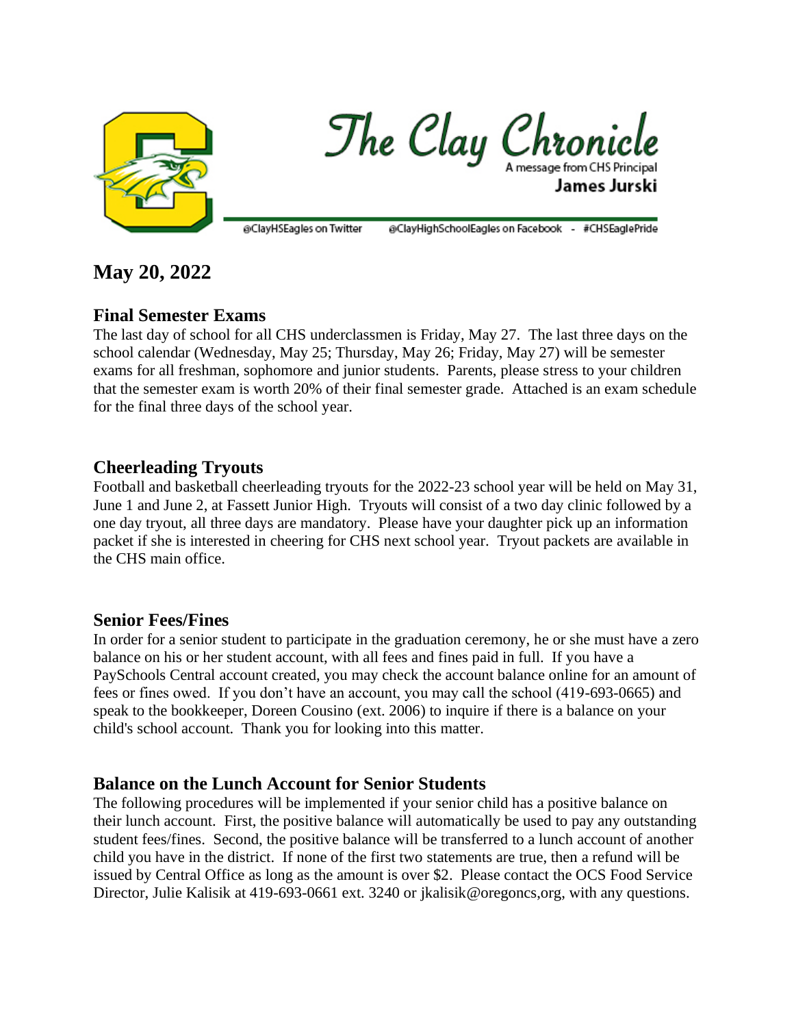# The Clay Chronicle

A message from CHS Principal **James Jurski**

@ClayHSEagles on Twitter @ClayHighSchoolEagles on Facebook - #CHSEaglePride

## May 20, 2022

### Final Semester Exams

The last day of school for all CHS underclassmen is Friday, May 27. The last three days on the school calendar (Wednesday, May 25; Thursday, May 26; Friday, May 27) will be semester exams for all freshman, sophomore and junior students. Parents, please stress to your children that the semester exam is worth 20% of their final semester grade. Attached is an exam schedule for the final three days of the school year.

### Cheerleading Tryouts

Football and basketball cheerleading tryouts for the 2022-23 school year will be held on May 31, June 1 and June 2, at Fassett Junior High. Tryouts will consist of a two day clinic followed by a one day tryout, all three days are mandatory. Please have your daughter pick up an information packet if she is interested in cheering for CHS next school year. Tryout packets are available in the CHS main office.

### Senior Fees/Fines

In order for a senior student to participate in the graduation ceremony, he or she must have a zero balance on his or her student account, with all fees and fines paid in full. If you have a PaySchools Central account created, you may check the account balance online for an amount of fees or fines owed. If you don't have an account, you may call the school (419-693-0665) and speak to the bookkeeper, Doreen Cousino (ext. 2006) to inquire if there is a balance on your child's school account. Thank you for looking into this matter.

### Balance on the Lunch Account for Senior Students

The following procedures will be implemented if your senior child has a positive balance on their lunch account. First, the positive balance will automatically be used to pay any outstanding student fees/fines. Second, the positive balance will be transferred to a lunch account of another child you have in the district. If none of the first two statements are true, then a refund will be issued by Central Office as long as the amount is over $2. Please contact the OCS Food Service Director, Julie Kalisik at 419-693-0661 ext. 3240 or jkalisik@oregoncs,org, with any questions.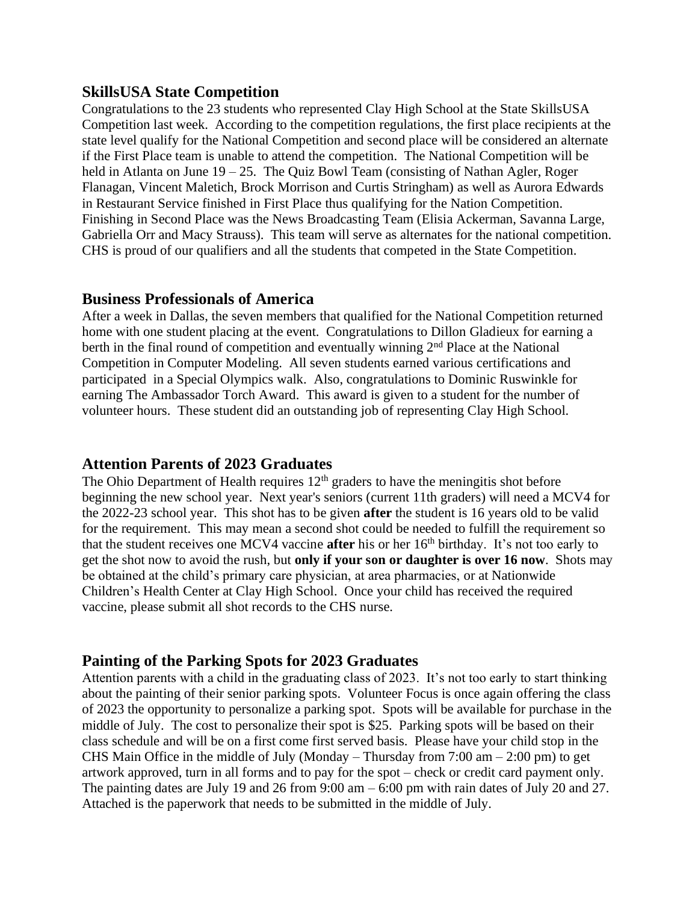## SkillsUSA State Competition

Congratulations to the 23 students who represented Clay High School at the State SkillsUSA Competition last week. According to the competition regulations, the first place recipients at the state level qualify for the National Competition and second place will be considered an alternate if the First Place team is unable to attend the competition. The National Competition will be held in Atlanta on June 19 – 25. The Quiz Bowl Team (consisting of Nathan Agler, Roger Flanagan, Vincent Maletich, Brock Morrison and Curtis Stringham) as well as Aurora Edwards in Restaurant Service finished in First Place thus qualifying for the Nation Competition. Finishing in Second Place was the News Broadcasting Team (Elisia Ackerman, Savanna Large, Gabriella Orr and Macy Strauss). This team will serve as alternates for the national competition. CHS is proud of our qualifiers and all the students that competed in the State Competition.

## Business Professionals of America

After a week in Dallas, the seven members that qualified for the National Competition returned home with one student placing at the event. Congratulations to Dillon Gladieux for earning a berth in the final round of competition and eventually winning 2nd Place at the National Competition in Computer Modeling. All seven students earned various certifications and participated in a Special Olympics walk. Also, congratulations to Dominic Ruswinkle for earning The Ambassador Torch Award. This award is given to a student for the number of volunteer hours. These student did an outstanding job of representing Clay High School.

## Attention Parents of 2023 Graduates

The Ohio Department of Health requires 12th graders to have the meningitis shot before beginning the new school year. Next year's seniors (current 11th graders) will need a MCV4 for the 2022-23 school year. This shot has to be given **after** the student is 16 years old to be valid for the requirement. This may mean a second shot could be needed to fulfill the requirement so that the student receives one MCV4 vaccine **after** his or her 16th birthday. It's not too early to get the shot now to avoid the rush, but **only if your son or daughter is over 16 now**. Shots may be obtained at the child's primary care physician, at area pharmacies, or at Nationwide Children's Health Center at Clay High School. Once your child has received the required vaccine, please submit all shot records to the CHS nurse.

## Painting of the Parking Spots for 2023 Graduates

Attention parents with a child in the graduating class of 2023. It's not too early to start thinking about the painting of their senior parking spots. Volunteer Focus is once again offering the class of 2023 the opportunity to personalize a parking spot. Spots will be available for purchase in the middle of July. The cost to personalize their spot is $25. Parking spots will be based on their class schedule and will be on a first come first served basis. Please have your child stop in the CHS Main Office in the middle of July (Monday – Thursday from 7:00 am – 2:00 pm) to get artwork approved, turn in all forms and to pay for the spot – check or credit card payment only. The painting dates are July 19 and 26 from 9:00 am – 6:00 pm with rain dates of July 20 and 27. Attached is the paperwork that needs to be submitted in the middle of July.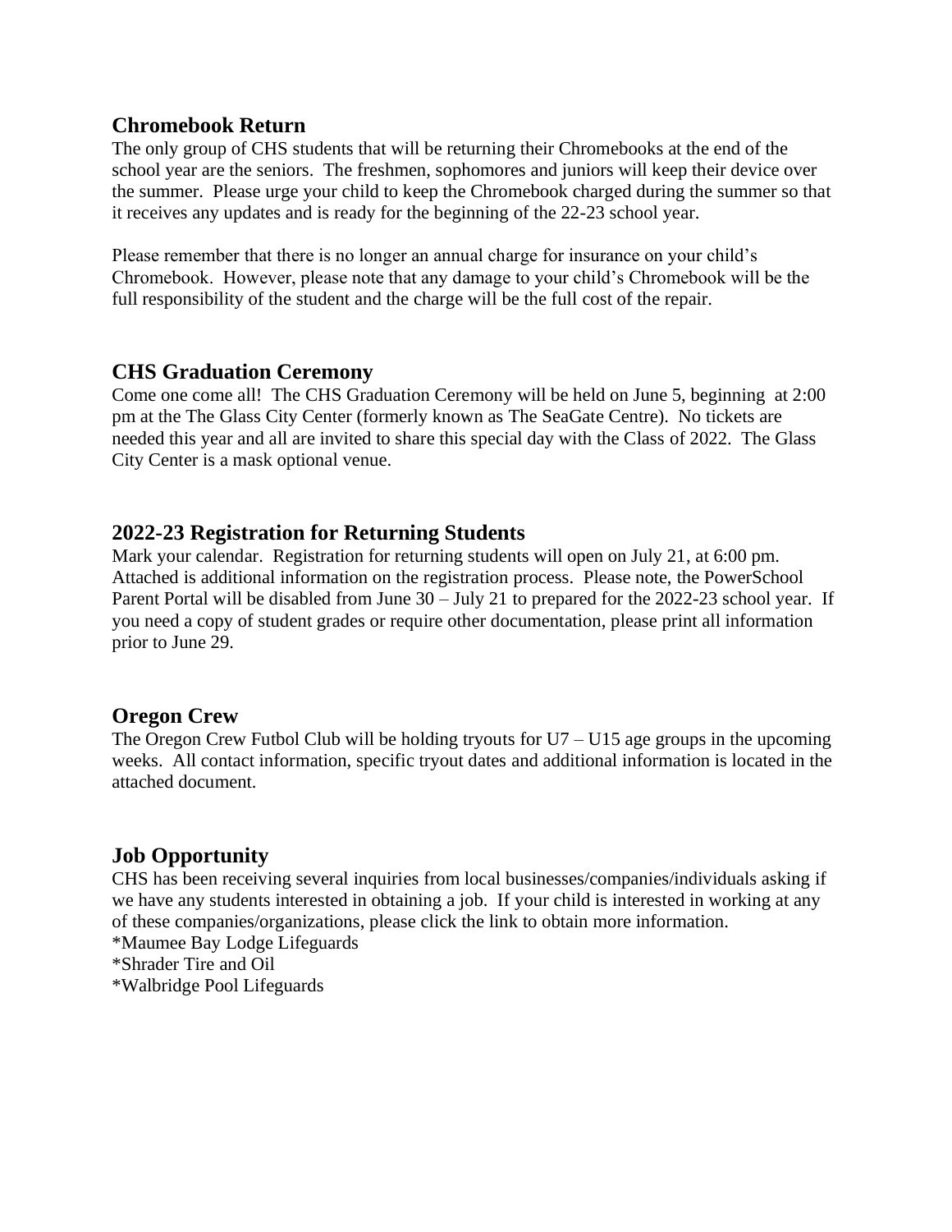## Chromebook Return

The only group of CHS students that will be returning their Chromebooks at the end of the school year are the seniors. The freshmen, sophomores and juniors will keep their device over the summer. Please urge your child to keep the Chromebook charged during the summer so that it receives any updates and is ready for the beginning of the 22-23 school year.

Please remember that there is no longer an annual charge for insurance on your child's Chromebook. However, please note that any damage to your child's Chromebook will be the full responsibility of the student and the charge will be the full cost of the repair.

## CHS Graduation Ceremony

Come one come all! The CHS Graduation Ceremony will be held on June 5, beginning at 2:00 pm at the The Glass City Center (formerly known as The SeaGate Centre). No tickets are needed this year and all are invited to share this special day with the Class of 2022. The Glass City Center is a mask optional venue.

## 2022-23 Registration for Returning Students

Mark your calendar. Registration for returning students will open on July 21, at 6:00 pm. Attached is additional information on the registration process. Please note, the PowerSchool Parent Portal will be disabled from June 30 – July 21 to prepared for the 2022-23 school year. If you need a copy of student grades or require other documentation, please print all information prior to June 29.

## Oregon Crew

The Oregon Crew Futbol Club will be holding tryouts for U7 – U15 age groups in the upcoming weeks. All contact information, specific tryout dates and additional information is located in the attached document.

## Job Opportunity

CHS has been receiving several inquiries from local businesses/companies/individuals asking if we have any students interested in obtaining a job. If your child is interested in working at any of these companies/organizations, please click the link to obtain more information.

*Maumee Bay Lodge Lifeguards
*Shrader Tire and Oil
*Walbridge Pool Lifeguards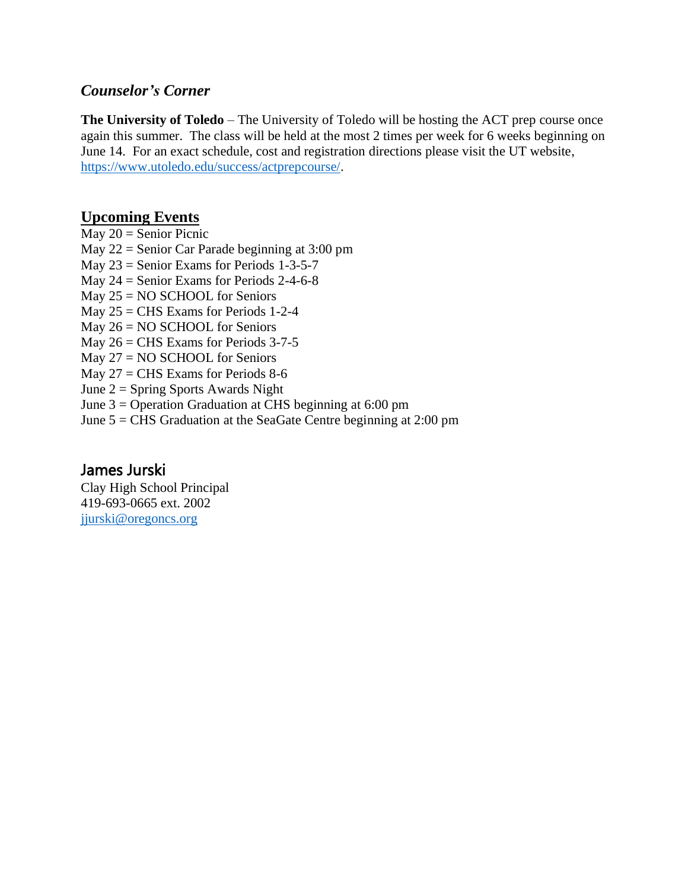## *Counselor's Corner*

**The University of Toledo** – The University of Toledo will be hosting the ACT prep course once again this summer. The class will be held at the most 2 times per week for 6 weeks beginning on June 14. For an exact schedule, cost and registration directions please visit the UT website, https://www.utoledo.edu/success/actprepcourse/.

## Upcoming Events

May 20 = Senior Picnic
May 22 = Senior Car Parade beginning at 3:00 pm
May 23 = Senior Exams for Periods 1-3-5-7
May 24 = Senior Exams for Periods 2-4-6-8
May 25 = NO SCHOOL for Seniors
May 25 = CHS Exams for Periods 1-2-4
May 26 = NO SCHOOL for Seniors
May 26 = CHS Exams for Periods 3-7-5
May 27 = NO SCHOOL for Seniors
May 27 = CHS Exams for Periods 8-6
June 2 = Spring Sports Awards Night
June 3 = Operation Graduation at CHS beginning at 6:00 pm
June 5 = CHS Graduation at the SeaGate Centre beginning at 2:00 pm

### James Jurski

Clay High School Principal
419-693-0665 ext. 2002
jjurski@oregoncs.org